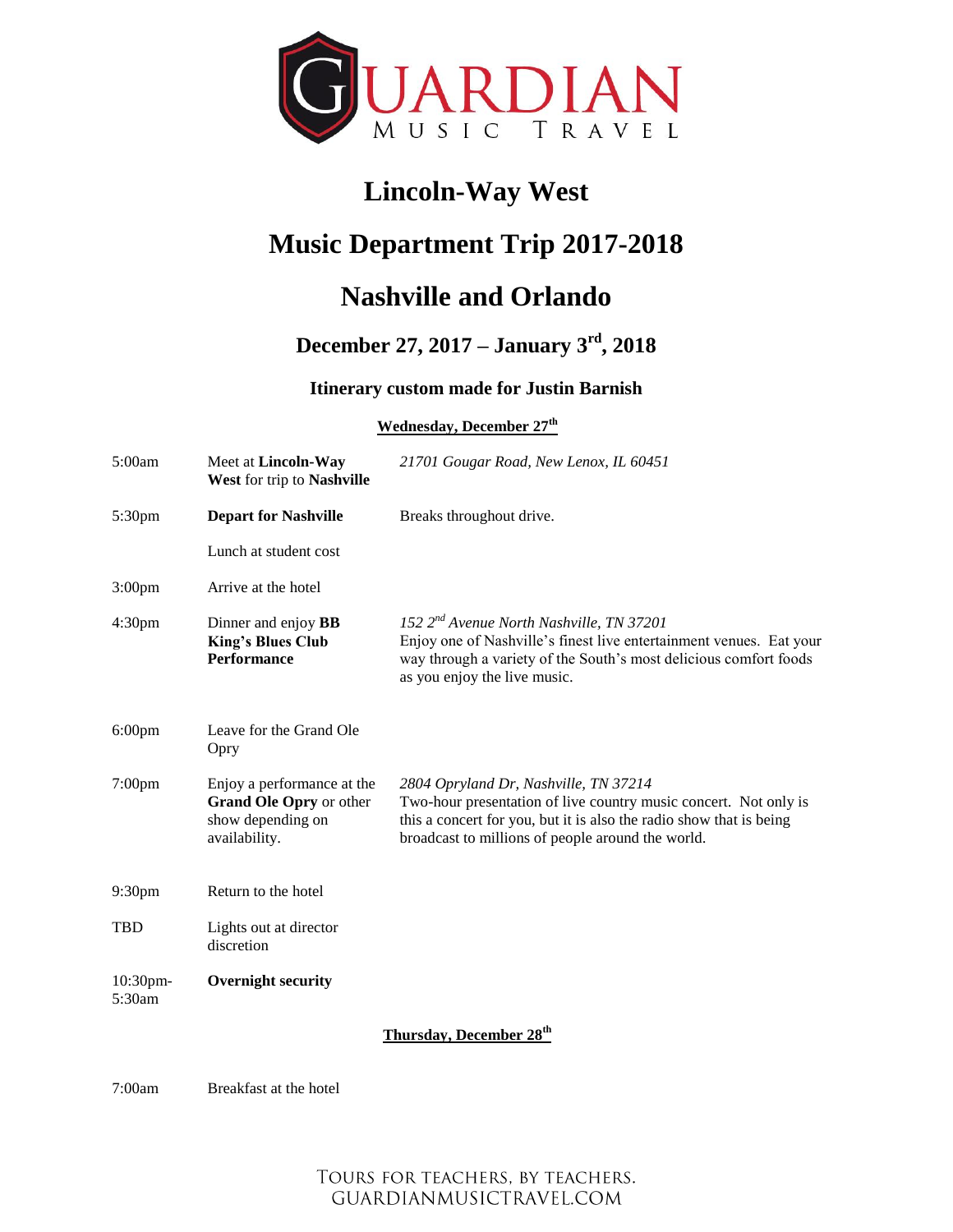GUARDIAN MUSIC TRAVEL

# Lincoln-Way West

# Music Department Trip 2017-2018

# Nashville and Orlando

## December 27, 2017 – January 3rd, 2018

### Itinerary custom made for Justin Barnish

**Wednesday, December 27th**

| | | |
|---|---|---|
| 5:00am | Meet at **Lincoln-Way West** for trip to **Nashville** | *21701 Gougar Road, New Lenox, IL 60451* |
| 5:30pm | **Depart for Nashville** | Breaks throughout drive. |
| | Lunch at student cost | |
| 3:00pm | Arrive at the hotel | |
| 4:30pm | Dinner and enjoy **BB King's Blues Club Performance** | *152 2nd Avenue North Nashville, TN 37201* Enjoy one of Nashville's finest live entertainment venues. Eat your way through a variety of the South's most delicious comfort foods as you enjoy the live music. |
| 6:00pm | Leave for the Grand Ole Opry | |
| 7:00pm | Enjoy a performance at the **Grand Ole Opry** or other show depending on availability. | *2804 Opryland Dr, Nashville, TN 37214* Two-hour presentation of live country music concert. Not only is this a concert for you, but it is also the radio show that is being broadcast to millions of people around the world. |
| 9:30pm | Return to the hotel | |
| TBD | Lights out at director discretion | |
| 10:30pm-5:30am | **Overnight security** | |

**Thursday, December 28th**

| | |
|---|---|
| 7:00am | Breakfast at the hotel |

TOURS FOR TEACHERS, BY TEACHERS.
GUARDIANMUSICTRAVEL.COM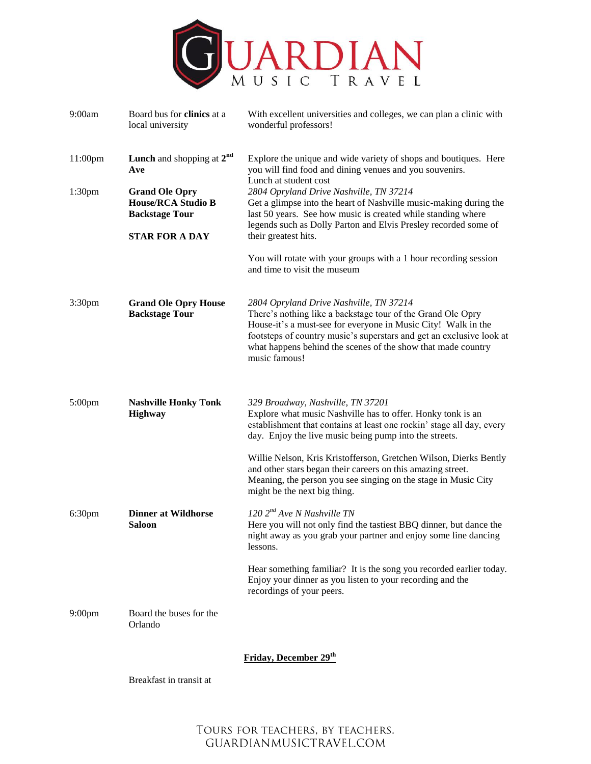| | | |
|---|---|---|
| 9:00am | Board bus for **clinics** at a local university | With excellent universities and colleges, we can plan a clinic with wonderful professors! |
| 11:00pm | **Lunch** and shopping at **2nd Ave** | Explore the unique and wide variety of shops and boutiques. Here you will find food and dining venues and you souvenirs. Lunch at student cost |
| 1:30pm | **Grand Ole Opry House/RCA Studio B Backstage Tour** <br><br> **STAR FOR A DAY** | *2804 Opryland Drive Nashville, TN 37214* <br> Get a glimpse into the heart of Nashville music-making during the last 50 years. See how music is created while standing where legends such as Dolly Parton and Elvis Presley recorded some of their greatest hits. <br><br> You will rotate with your groups with a 1 hour recording session and time to visit the museum |
| 3:30pm | **Grand Ole Opry House Backstage Tour** | *2804 Opryland Drive Nashville, TN 37214* <br> There's nothing like a backstage tour of the Grand Ole Opry House-it's a must-see for everyone in Music City! Walk in the footsteps of country music's superstars and get an exclusive look at what happens behind the scenes of the show that made country music famous! |
| 5:00pm | **Nashville Honky Tonk Highway** | *329 Broadway, Nashville, TN 37201* <br> Explore what music Nashville has to offer. Honky tonk is an establishment that contains at least one rockin' stage all day, every day. Enjoy the live music being pump into the streets. <br><br> Willie Nelson, Kris Kristofferson, Gretchen Wilson, Dierks Bently and other stars began their careers on this amazing street. Meaning, the person you see singing on the stage in Music City might be the next big thing. |
| 6:30pm | **Dinner at Wildhorse Saloon** | *120 2nd Ave N Nashville TN* <br> Here you will not only find the tastiest BBQ dinner, but dance the night away as you grab your partner and enjoy some line dancing lessons. <br><br> Hear something familiar? It is the song you recorded earlier today. Enjoy your dinner as you listen to your recording and the recordings of your peers. |
| 9:00pm | Board the buses for the Orlando | |

**<u>Friday, December 29th</u>**

Breakfast in transit at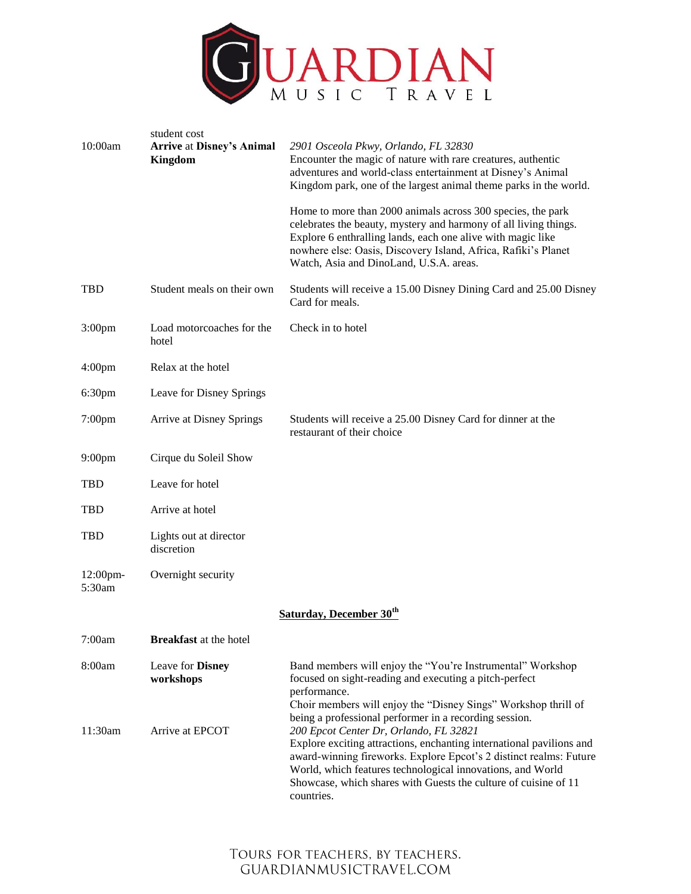| | | |
|---|---|---|
| 10:00am | student cost<br>**Arrive** at **Disney's Animal Kingdom** | *2901 Osceola Pkwy, Orlando, FL 32830*<br>Encounter the magic of nature with rare creatures, authentic adventures and world-class entertainment at Disney's Animal Kingdom park, one of the largest animal theme parks in the world.<br><br>Home to more than 2000 animals across 300 species, the park celebrates the beauty, mystery and harmony of all living things. Explore 6 enthralling lands, each one alive with magic like nowhere else: Oasis, Discovery Island, Africa, Rafiki's Planet Watch, Asia and DinoLand, U.S.A. areas. |
| TBD | Student meals on their own | Students will receive a 15.00 Disney Dining Card and 25.00 Disney Card for meals. |
| 3:00pm | Load motorcoaches for the hotel | Check in to hotel |
| 4:00pm | Relax at the hotel | |
| 6:30pm | Leave for Disney Springs | |
| 7:00pm | Arrive at Disney Springs | Students will receive a 25.00 Disney Card for dinner at the restaurant of their choice |
| 9:00pm | Cirque du Soleil Show | |
| TBD | Leave for hotel | |
| TBD | Arrive at hotel | |
| TBD | Lights out at director discretion | |
| 12:00pm-5:30am | Overnight security | |

**Saturday, December 30th**

| | | |
|---|---|---|
| 7:00am | **Breakfast** at the hotel | |
| 8:00am | Leave for **Disney workshops** | Band members will enjoy the "You're Instrumental" Workshop focused on sight-reading and executing a pitch-perfect performance.<br>Choir members will enjoy the "Disney Sings" Workshop thrill of being a professional performer in a recording session. |
| 11:30am | Arrive at EPCOT | *200 Epcot Center Dr, Orlando, FL 32821*<br>Explore exciting attractions, enchanting international pavilions and award-winning fireworks. Explore Epcot's 2 distinct realms: Future World, which features technological innovations, and World Showcase, which shares with Guests the culture of cuisine of 11 countries. |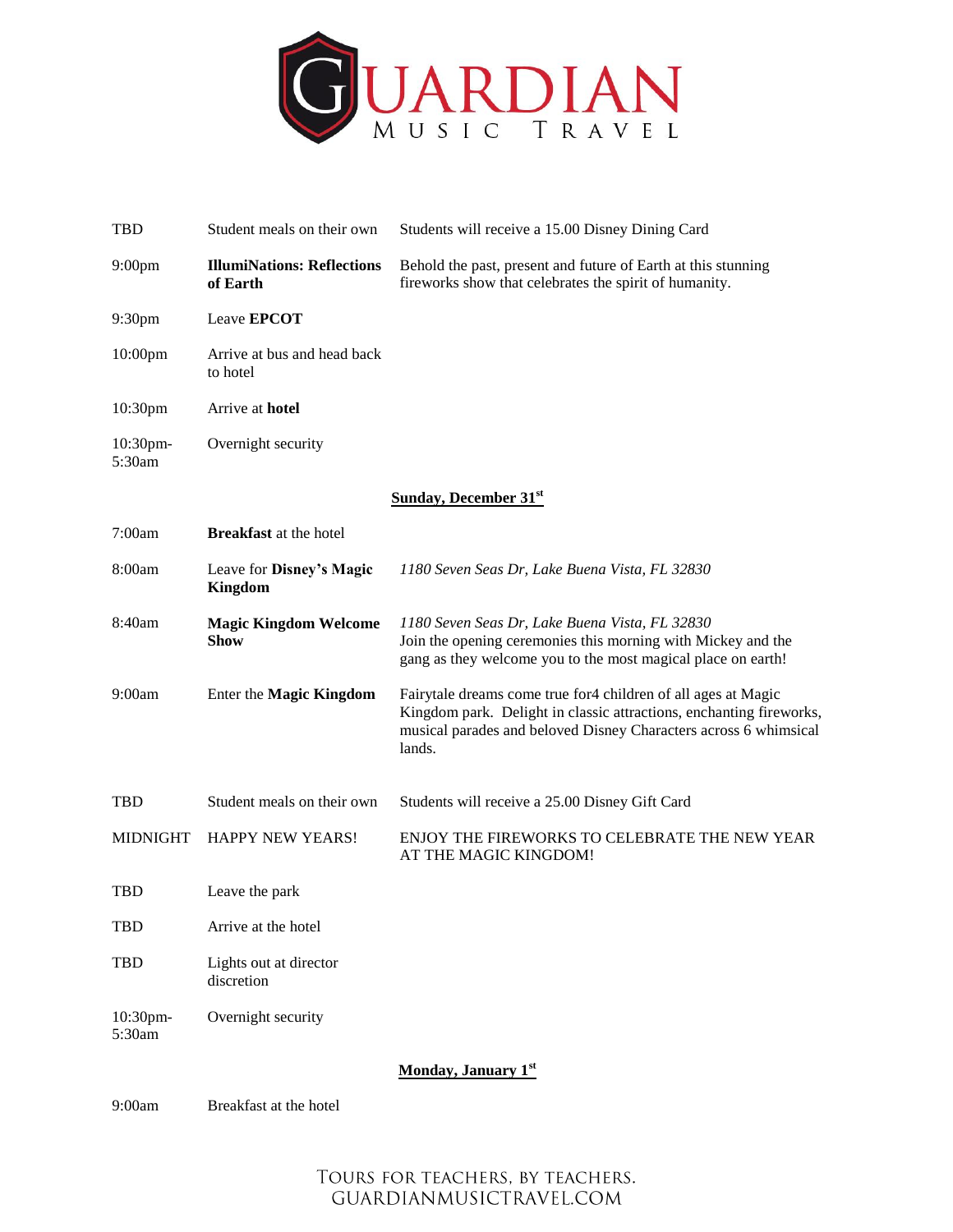| | | |
|---|---|---|
| TBD | Student meals on their own | Students will receive a 15.00 Disney Dining Card |
| 9:00pm | **IllumiNations: Reflections of Earth** | Behold the past, present and future of Earth at this stunning fireworks show that celebrates the spirit of humanity. |
| 9:30pm | Leave **EPCOT** | |
| 10:00pm | Arrive at bus and head back to hotel | |
| 10:30pm | Arrive at **hotel** | |
| 10:30pm-5:30am | Overnight security | |

**Sunday, December 31st**

| | | |
|---|---|---|
| 7:00am | **Breakfast** at the hotel | |
| 8:00am | Leave for **Disney's Magic Kingdom** | *1180 Seven Seas Dr, Lake Buena Vista, FL 32830* |
| 8:40am | **Magic Kingdom Welcome Show** | *1180 Seven Seas Dr, Lake Buena Vista, FL 32830* Join the opening ceremonies this morning with Mickey and the gang as they welcome you to the most magical place on earth! |
| 9:00am | Enter the **Magic Kingdom** | Fairytale dreams come true for4 children of all ages at Magic Kingdom park. Delight in classic attractions, enchanting fireworks, musical parades and beloved Disney Characters across 6 whimsical lands. |
| TBD | Student meals on their own | Students will receive a 25.00 Disney Gift Card |
| MIDNIGHT | HAPPY NEW YEARS! | ENJOY THE FIREWORKS TO CELEBRATE THE NEW YEAR AT THE MAGIC KINGDOM! |
| TBD | Leave the park | |
| TBD | Arrive at the hotel | |
| TBD | Lights out at director discretion | |
| 10:30pm-5:30am | Overnight security | |

**Monday, January 1st**

| | | |
|---|---|---|
| 9:00am | Breakfast at the hotel | |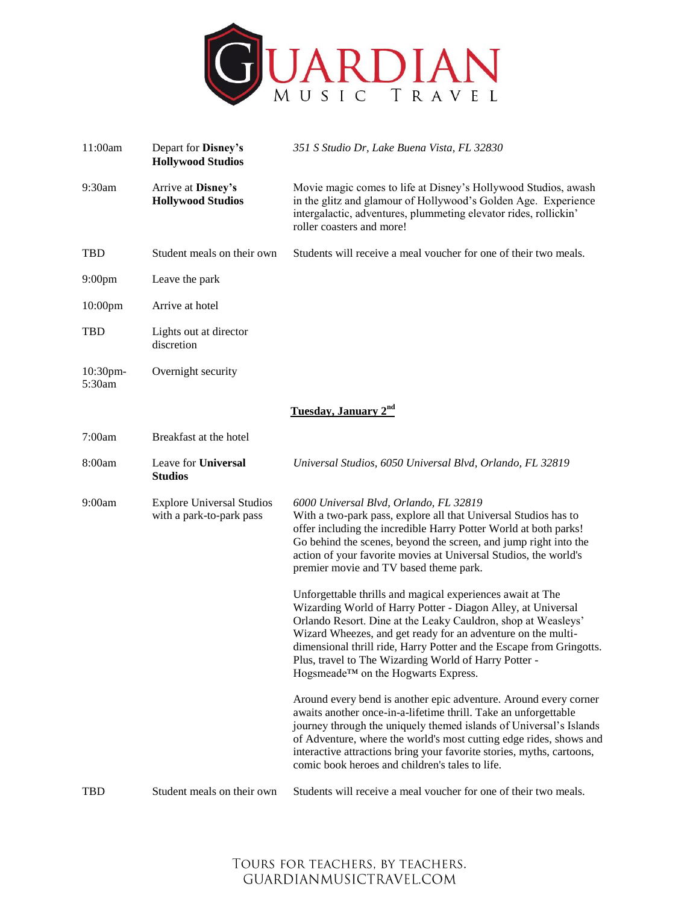| | | |
|---|---|---|
| 11:00am | Depart for **Disney's Hollywood Studios** | *351 S Studio Dr, Lake Buena Vista, FL 32830* |
| 9:30am | Arrive at **Disney's Hollywood Studios** | Movie magic comes to life at Disney's Hollywood Studios, awash in the glitz and glamour of Hollywood's Golden Age. Experience intergalactic, adventures, plummeting elevator rides, rollickin' roller coasters and more! |
| TBD | Student meals on their own | Students will receive a meal voucher for one of their two meals. |
| 9:00pm | Leave the park | |
| 10:00pm | Arrive at hotel | |
| TBD | Lights out at director discretion | |
| 10:30pm-5:30am | Overnight security | |

**Tuesday, January 2nd**

| | | |
|---|---|---|
| 7:00am | Breakfast at the hotel | |
| 8:00am | Leave for **Universal Studios** | *Universal Studios, 6050 Universal Blvd, Orlando, FL 32819* |
| 9:00am | Explore Universal Studios with a park-to-park pass | *6000 Universal Blvd, Orlando, FL 32819* With a two-park pass, explore all that Universal Studios has to offer including the incredible Harry Potter World at both parks! Go behind the scenes, beyond the screen, and jump right into the action of your favorite movies at Universal Studios, the world's premier movie and TV based theme park. <br><br> Unforgettable thrills and magical experiences await at The Wizarding World of Harry Potter - Diagon Alley, at Universal Orlando Resort. Dine at the Leaky Cauldron, shop at Weasleys' Wizard Wheezes, and get ready for an adventure on the multi-dimensional thrill ride, Harry Potter and the Escape from Gringotts. Plus, travel to The Wizarding World of Harry Potter - Hogsmeade™ on the Hogwarts Express. <br><br> Around every bend is another epic adventure. Around every corner awaits another once-in-a-lifetime thrill. Take an unforgettable journey through the uniquely themed islands of Universal's Islands of Adventure, where the world's most cutting edge rides, shows and interactive attractions bring your favorite stories, myths, cartoons, comic book heroes and children's tales to life. |
| TBD | Student meals on their own | Students will receive a meal voucher for one of their two meals. |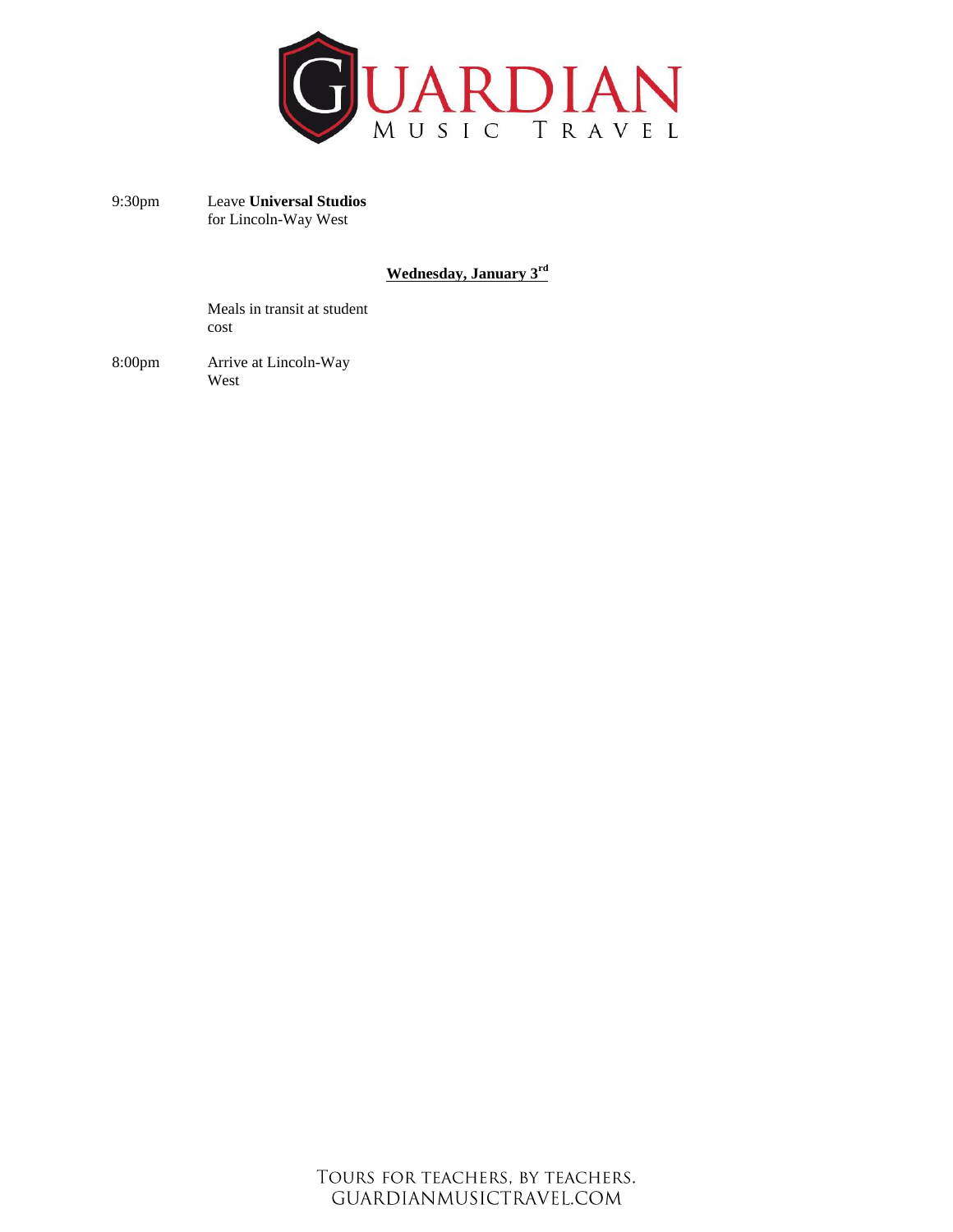9:30pm Leave **Universal Studios** for Lincoln-Way West

**Wednesday, January 3rd**

Meals in transit at student cost

8:00pm Arrive at Lincoln-Way West

TOURS FOR TEACHERS, BY TEACHERS.
GUARDIANMUSICTRAVEL.COM